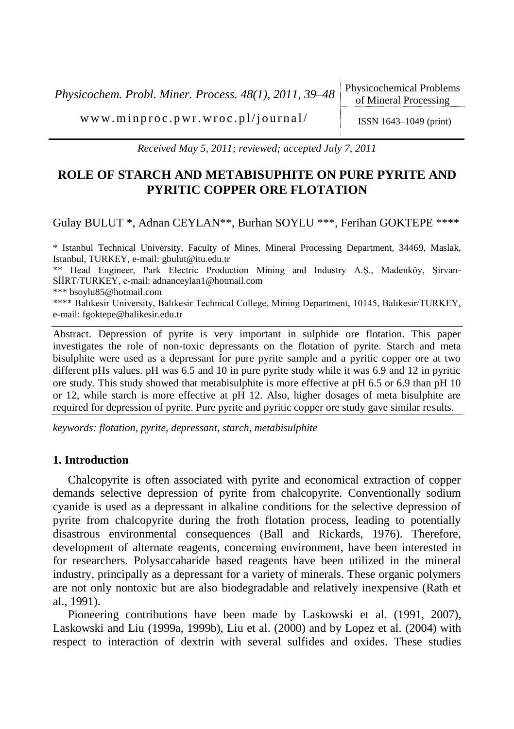*Received May 5, 2011; reviewed; accepted July 7, 2011*

# ROLE OF STARCH AND METABISUPHITE ON PURE PYRITE AND PYRITIC COPPER ORE FLOTATION

Gulay BULUT *, Adnan CEYLAN**, Burhan SOYLU ***, Ferihan GOKTEPE ****

\* Istanbul Technical University, Faculty of Mines, Mineral Processing Department, 34469, Maslak, Istanbul, TURKEY, e-mail: gbulut@itu.edu.tr

\*\* Head Engineer, Park Electric Production Mining and Industry A.Ş., Madenköy, Şirvan-SİİRT/TURKEY, e-mail: adnanceylan1@hotmail.com

\*\*\* bsoylu85@hotmail.com

\*\*\*\* Balıkesir University, Balıkesir Technical College, Mining Department, 10145, Balıkesir/TURKEY, e-mail: fgoktepe@balikesir.edu.tr

Abstract. Depression of pyrite is very important in sulphide ore flotation. This paper investigates the role of non-toxic depressants on the flotation of pyrite. Starch and meta bisulphite were used as a depressant for pure pyrite sample and a pyritic copper ore at two different pHs values. pH was 6.5 and 10 in pure pyrite study while it was 6.9 and 12 in pyritic ore study. This study showed that metabisulphite is more effective at pH 6.5 or 6.9 than pH 10 or 12, while starch is more effective at pH 12. Also, higher dosages of meta bisulphite are required for depression of pyrite. Pure pyrite and pyritic copper ore study gave similar results.

*keywords: flotation, pyrite, depressant, starch, metabisulphite*

## 1. Introduction

Chalcopyrite is often associated with pyrite and economical extraction of copper demands selective depression of pyrite from chalcopyrite. Conventionally sodium cyanide is used as a depressant in alkaline conditions for the selective depression of pyrite from chalcopyrite during the froth flotation process, leading to potentially disastrous environmental consequences (Ball and Rickards, 1976). Therefore, development of alternate reagents, concerning environment, have been interested in for researchers. Polysaccaharide based reagents have been utilized in the mineral industry, principally as a depressant for a variety of minerals. These organic polymers are not only nontoxic but are also biodegradable and relatively inexpensive (Rath et al., 1991).

Pioneering contributions have been made by Laskowski et al. (1991, 2007), Laskowski and Liu (1999a, 1999b), Liu et al. (2000) and by Lopez et al. (2004) with respect to interaction of dextrin with several sulfides and oxides. These studies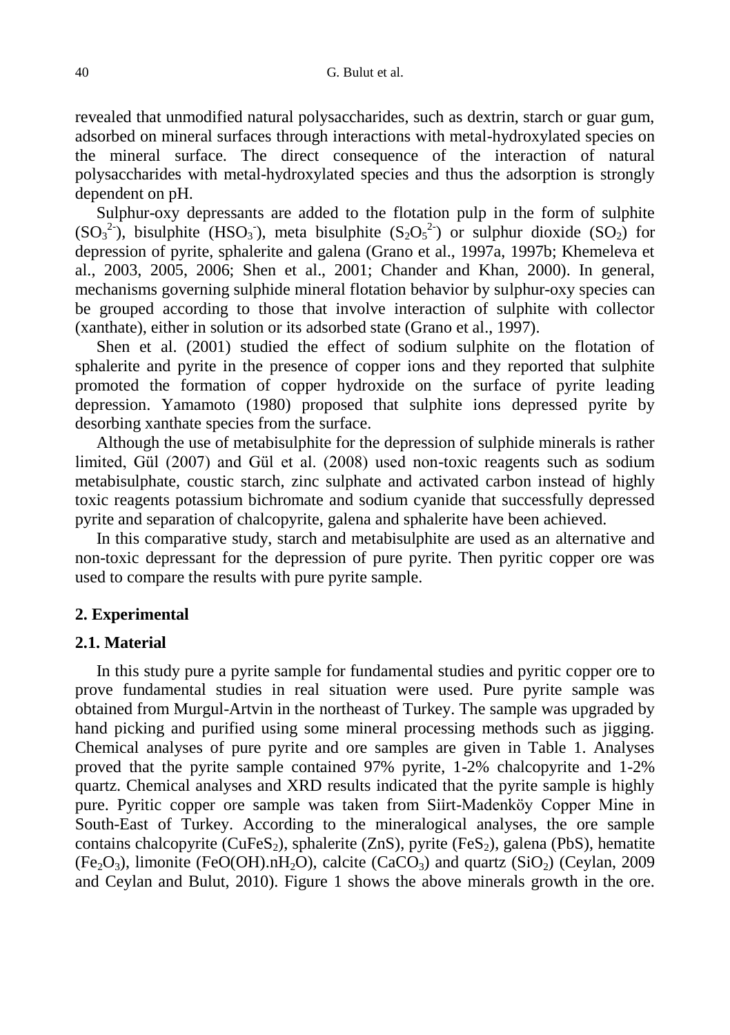revealed that unmodified natural polysaccharides, such as dextrin, starch or guar gum, adsorbed on mineral surfaces through interactions with metal-hydroxylated species on the mineral surface. The direct consequence of the interaction of natural polysaccharides with metal-hydroxylated species and thus the adsorption is strongly dependent on pH.

Sulphur-oxy depressants are added to the flotation pulp in the form of sulphite ($SO_3^{2-}$), bisulphite ($HSO_3^-$), meta bisulphite ($S_2O_5^{2-}$) or sulphur dioxide ($SO_2$) for depression of pyrite, sphalerite and galena (Grano et al., 1997a, 1997b; Khemeleva et al., 2003, 2005, 2006; Shen et al., 2001; Chander and Khan, 2000). In general, mechanisms governing sulphide mineral flotation behavior by sulphur-oxy species can be grouped according to those that involve interaction of sulphite with collector (xanthate), either in solution or its adsorbed state (Grano et al., 1997).

Shen et al. (2001) studied the effect of sodium sulphite on the flotation of sphalerite and pyrite in the presence of copper ions and they reported that sulphite promoted the formation of copper hydroxide on the surface of pyrite leading depression. Yamamoto (1980) proposed that sulphite ions depressed pyrite by desorbing xanthate species from the surface.

Although the use of metabisulphite for the depression of sulphide minerals is rather limited, Gül (2007) and Gül et al. (2008) used non-toxic reagents such as sodium metabisulphate, coustic starch, zinc sulphate and activated carbon instead of highly toxic reagents potassium bichromate and sodium cyanide that successfully depressed pyrite and separation of chalcopyrite, galena and sphalerite have been achieved.

In this comparative study, starch and metabisulphite are used as an alternative and non-toxic depressant for the depression of pure pyrite. Then pyritic copper ore was used to compare the results with pure pyrite sample.

## 2. Experimental

### 2.1. Material

In this study pure a pyrite sample for fundamental studies and pyritic copper ore to prove fundamental studies in real situation were used. Pure pyrite sample was obtained from Murgul-Artvin in the northeast of Turkey. The sample was upgraded by hand picking and purified using some mineral processing methods such as jigging. Chemical analyses of pure pyrite and ore samples are given in Table 1. Analyses proved that the pyrite sample contained 97% pyrite, 1-2% chalcopyrite and 1-2% quartz. Chemical analyses and XRD results indicated that the pyrite sample is highly pure. Pyritic copper ore sample was taken from Siirt-Madenköy Copper Mine in South-East of Turkey. According to the mineralogical analyses, the ore sample contains chalcopyrite ($CuFeS_2$), sphalerite ($ZnS$), pyrite ($FeS_2$), galena ($PbS$), hematite ($Fe_2O_3$), limonite ($FeO(OH).nH_2O$), calcite ($CaCO_3$) and quartz ($SiO_2$) (Ceylan, 2009 and Ceylan and Bulut, 2010). Figure 1 shows the above minerals growth in the ore.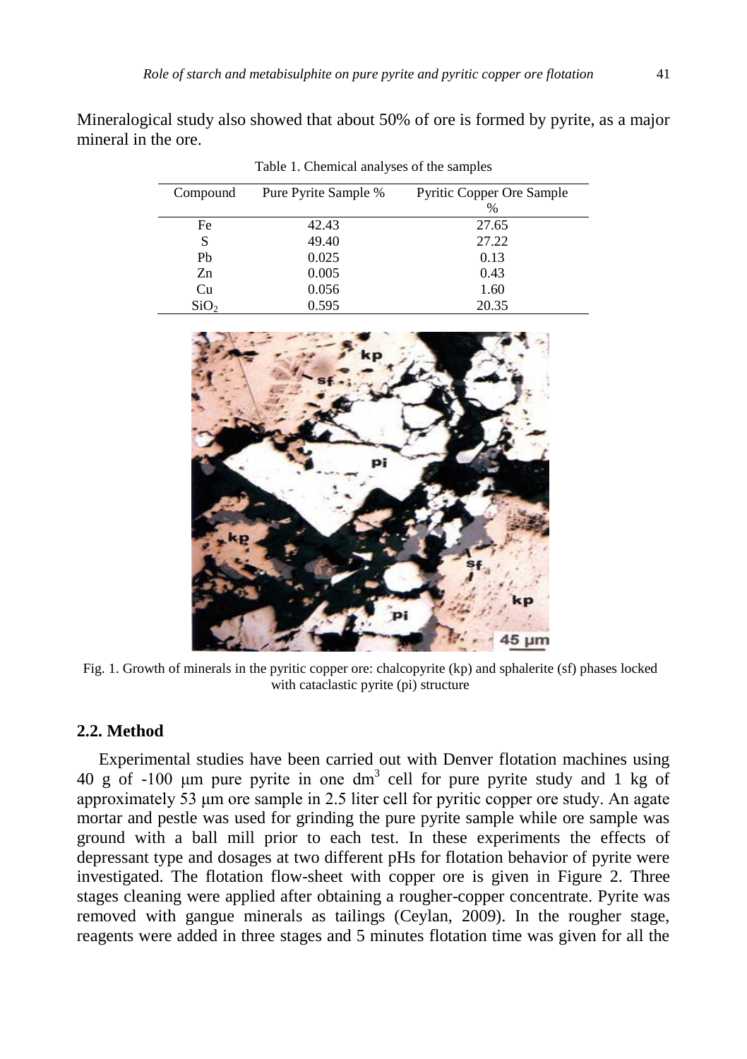Mineralogical study also showed that about 50% of ore is formed by pyrite, as a major mineral in the ore.

Table 1. Chemical analyses of the samples

| Compound | Pure Pyrite Sample % | Pyritic Copper Ore Sample % |
|---|---|---|
| Fe | 42.43 | 27.65 |
| S | 49.40 | 27.22 |
| Pb | 0.025 | 0.13 |
| Zn | 0.005 | 0.43 |
| Cu | 0.056 | 1.60 |
| $SiO_2$ | 0.595 | 20.35 |

Fig. 1. Growth of minerals in the pyritic copper ore: chalcopyrite (kp) and sphalerite (sf) phases locked with cataclastic pyrite (pi) structure

## 2.2. Method

Experimental studies have been carried out with Denver flotation machines using 40 g of -100 μm pure pyrite in one $dm^3$ cell for pure pyrite study and 1 kg of approximately 53 μm ore sample in 2.5 liter cell for pyritic copper ore study. An agate mortar and pestle was used for grinding the pure pyrite sample while ore sample was ground with a ball mill prior to each test. In these experiments the effects of depressant type and dosages at two different pHs for flotation behavior of pyrite were investigated. The flotation flow-sheet with copper ore is given in Figure 2. Three stages cleaning were applied after obtaining a rougher-copper concentrate. Pyrite was removed with gangue minerals as tailings (Ceylan, 2009). In the rougher stage, reagents were added in three stages and 5 minutes flotation time was given for all the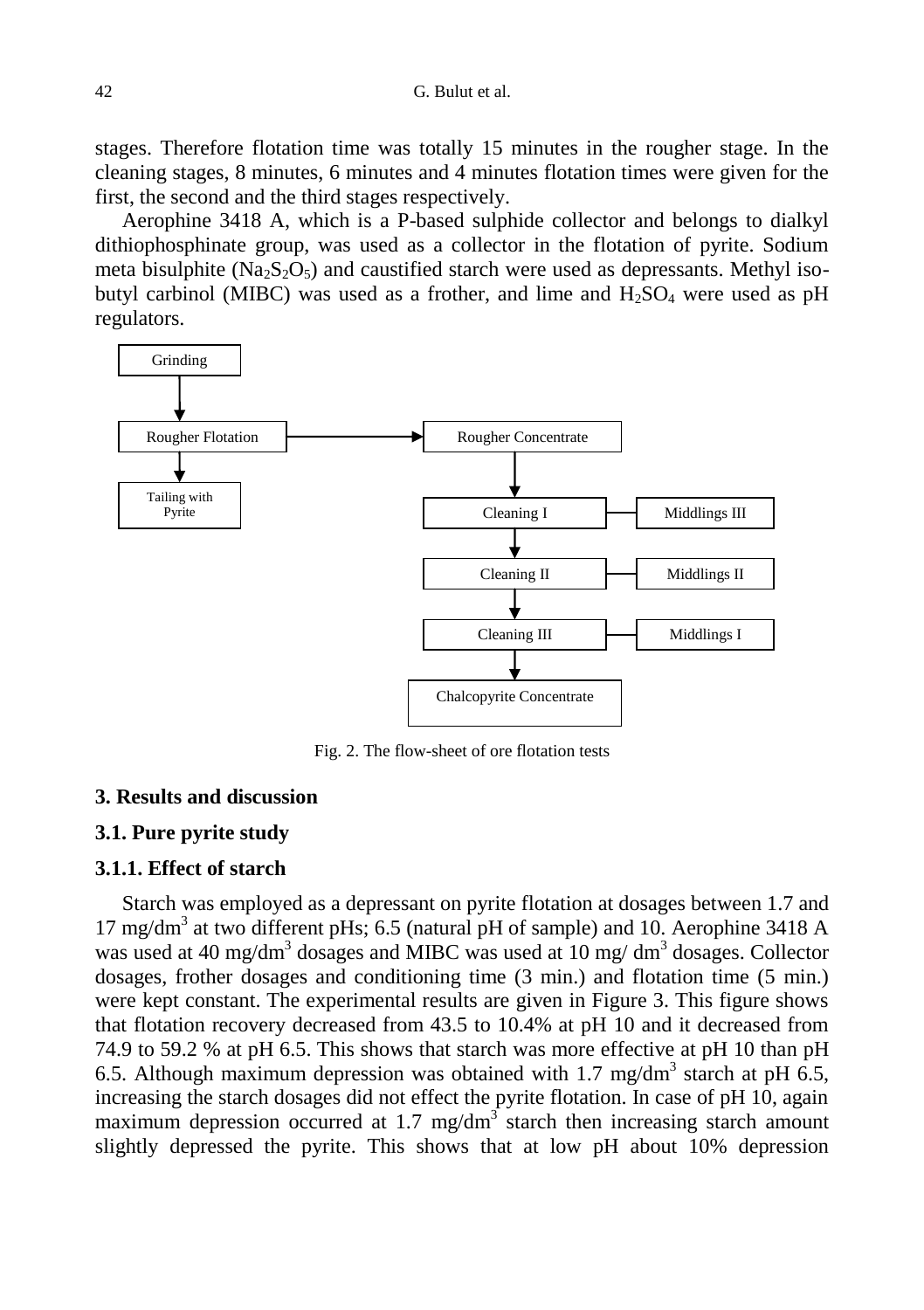stages. Therefore flotation time was totally 15 minutes in the rougher stage. In the cleaning stages, 8 minutes, 6 minutes and 4 minutes flotation times were given for the first, the second and the third stages respectively.

Aerophine 3418 A, which is a P-based sulphide collector and belongs to dialkyl dithiophosphinate group, was used as a collector in the flotation of pyrite. Sodium meta bisulphite ($Na_2S_2O_5$) and caustified starch were used as depressants. Methyl iso-butyl carbinol (MIBC) was used as a frother, and lime and $H_2SO_4$ were used as pH regulators.

Grinding → Rougher Flotation → Rougher Concentrate

Rougher Flotation → Tailing with Pyrite

Rougher Concentrate → Cleaning I — Middlings III

Cleaning I → Cleaning II — Middlings II

Cleaning II → Cleaning III — Middlings I

Cleaning III → Chalcopyrite Concentrate

Fig. 2. The flow-sheet of ore flotation tests

## 3. Results and discussion

### 3.1. Pure pyrite study

#### 3.1.1. Effect of starch

Starch was employed as a depressant on pyrite flotation at dosages between 1.7 and 17 mg/dm$^3$ at two different pHs; 6.5 (natural pH of sample) and 10. Aerophine 3418 A was used at 40 mg/dm$^3$ dosages and MIBC was used at 10 mg/ dm$^3$ dosages. Collector dosages, frother dosages and conditioning time (3 min.) and flotation time (5 min.) were kept constant. The experimental results are given in Figure 3. This figure shows that flotation recovery decreased from 43.5 to 10.4% at pH 10 and it decreased from 74.9 to 59.2 % at pH 6.5. This shows that starch was more effective at pH 10 than pH 6.5. Although maximum depression was obtained with 1.7 mg/dm$^3$ starch at pH 6.5, increasing the starch dosages did not effect the pyrite flotation. In case of pH 10, again maximum depression occurred at 1.7 mg/dm$^3$ starch then increasing starch amount slightly depressed the pyrite. This shows that at low pH about 10% depression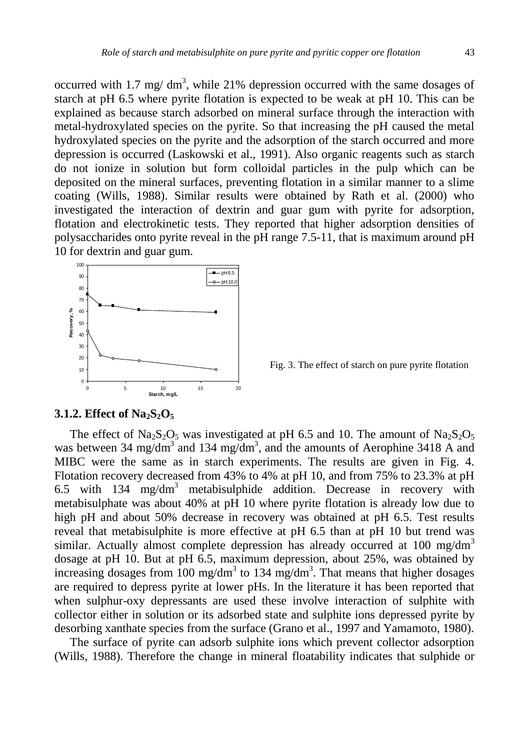occurred with 1.7 mg/ $dm^3$, while 21% depression occurred with the same dosages of starch at pH 6.5 where pyrite flotation is expected to be weak at pH 10. This can be explained as because starch adsorbed on mineral surface through the interaction with metal-hydroxylated species on the pyrite. So that increasing the pH caused the metal hydroxylated species on the pyrite and the adsorption of the starch occurred and more depression is occurred (Laskowski et al., 1991). Also organic reagents such as starch do not ionize in solution but form colloidal particles in the pulp which can be deposited on the mineral surfaces, preventing flotation in a similar manner to a slime coating (Wills, 1988). Similar results were obtained by Rath et al. (2000) who investigated the interaction of dextrin and guar gum with pyrite for adsorption, flotation and electrokinetic tests. They reported that higher adsorption densities of polysaccharides onto pyrite reveal in the pH range 7.5-11, that is maximum around pH 10 for dextrin and guar gum.

Fig. 3. The effect of starch on pure pyrite flotation

### 3.1.2. Effect of $Na_2S_2O_5$

The effect of $Na_2S_2O_5$ was investigated at pH 6.5 and 10. The amount of $Na_2S_2O_5$ was between 34 mg/$dm^3$ and 134 mg/$dm^3$, and the amounts of Aerophine 3418 A and MIBC were the same as in starch experiments. The results are given in Fig. 4. Flotation recovery decreased from 43% to 4% at pH 10, and from 75% to 23.3% at pH 6.5 with 134 mg/$dm^3$ metabisulphide addition. Decrease in recovery with metabisulphate was about 40% at pH 10 where pyrite flotation is already low due to high pH and about 50% decrease in recovery was obtained at pH 6.5. Test results reveal that metabisulphite is more effective at pH 6.5 than at pH 10 but trend was similar. Actually almost complete depression has already occurred at 100 mg/$dm^3$ dosage at pH 10. But at pH 6.5, maximum depression, about 25%, was obtained by increasing dosages from 100 mg/$dm^3$ to 134 mg/$dm^3$. That means that higher dosages are required to depress pyrite at lower pHs. In the literature it has been reported that when sulphur-oxy depressants are used these involve interaction of sulphite with collector either in solution or its adsorbed state and sulphite ions depressed pyrite by desorbing xanthate species from the surface (Grano et al., 1997 and Yamamoto, 1980).

The surface of pyrite can adsorb sulphite ions which prevent collector adsorption (Wills, 1988). Therefore the change in mineral floatability indicates that sulphide or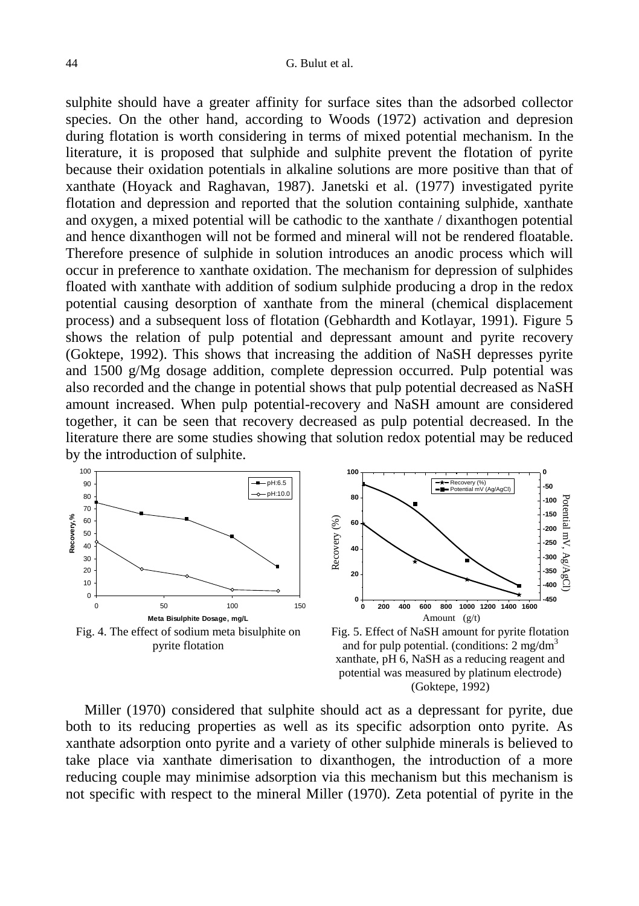sulphite should have a greater affinity for surface sites than the adsorbed collector species. On the other hand, according to Woods (1972) activation and depresion during flotation is worth considering in terms of mixed potential mechanism. In the literature, it is proposed that sulphide and sulphite prevent the flotation of pyrite because their oxidation potentials in alkaline solutions are more positive than that of xanthate (Hoyack and Raghavan, 1987). Janetski et al. (1977) investigated pyrite flotation and depression and reported that the solution containing sulphide, xanthate and oxygen, a mixed potential will be cathodic to the xanthate / dixanthogen potential and hence dixanthogen will not be formed and mineral will not be rendered floatable. Therefore presence of sulphide in solution introduces an anodic process which will occur in preference to xanthate oxidation. The mechanism for depression of sulphides floated with xanthate with addition of sodium sulphide producing a drop in the redox potential causing desorption of xanthate from the mineral (chemical displacement process) and a subsequent loss of flotation (Gebhardth and Kotlayar, 1991). Figure 5 shows the relation of pulp potential and depressant amount and pyrite recovery (Goktepe, 1992). This shows that increasing the addition of NaSH depresses pyrite and 1500 g/Mg dosage addition, complete depression occurred. Pulp potential was also recorded and the change in potential shows that pulp potential decreased as NaSH amount increased. When pulp potential-recovery and NaSH amount are considered together, it can be seen that recovery decreased as pulp potential decreased. In the literature there are some studies showing that solution redox potential may be reduced by the introduction of sulphite.

Fig. 4. The effect of sodium meta bisulphite on pyrite flotation

Fig. 5. Effect of NaSH amount for pyrite flotation and for pulp potential. (conditions: 2 mg/dm$^3$ xanthate, pH 6, NaSH as a reducing reagent and potential was measured by platinum electrode) (Goktepe, 1992)

Miller (1970) considered that sulphite should act as a depressant for pyrite, due both to its reducing properties as well as its specific adsorption onto pyrite. As xanthate adsorption onto pyrite and a variety of other sulphide minerals is believed to take place via xanthate dimerisation to dixanthogen, the introduction of a more reducing couple may minimise adsorption via this mechanism but this mechanism is not specific with respect to the mineral Miller (1970). Zeta potential of pyrite in the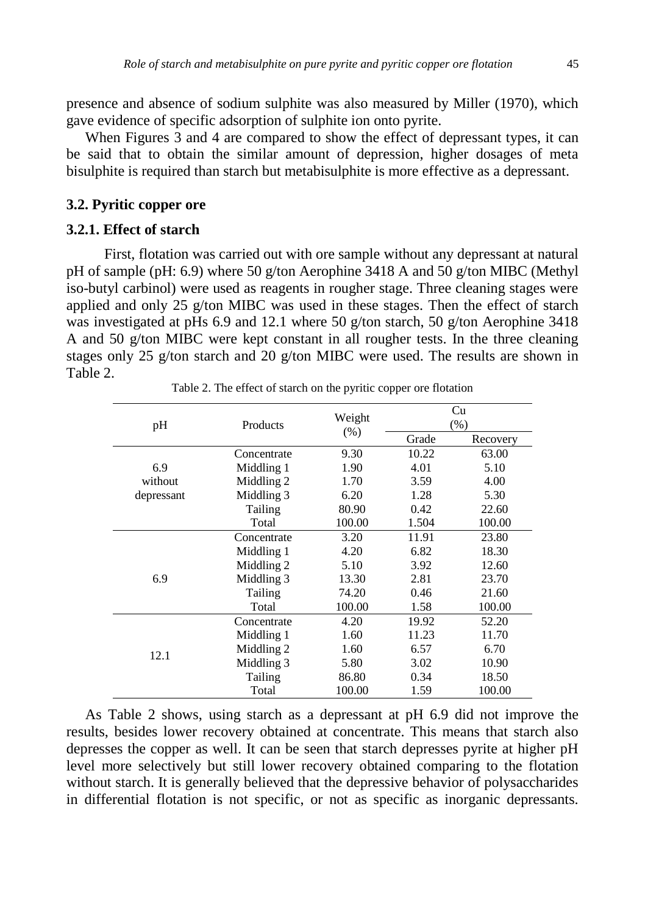presence and absence of sodium sulphite was also measured by Miller (1970), which gave evidence of specific adsorption of sulphite ion onto pyrite.

When Figures 3 and 4 are compared to show the effect of depressant types, it can be said that to obtain the similar amount of depression, higher dosages of meta bisulphite is required than starch but metabisulphite is more effective as a depressant.

### 3.2. Pyritic copper ore

### 3.2.1. Effect of starch

First, flotation was carried out with ore sample without any depressant at natural pH of sample (pH: 6.9) where 50 g/ton Aerophine 3418 A and 50 g/ton MIBC (Methyl iso-butyl carbinol) were used as reagents in rougher stage. Three cleaning stages were applied and only 25 g/ton MIBC was used in these stages. Then the effect of starch was investigated at pHs 6.9 and 12.1 where 50 g/ton starch, 50 g/ton Aerophine 3418 A and 50 g/ton MIBC were kept constant in all rougher tests. In the three cleaning stages only 25 g/ton starch and 20 g/ton MIBC were used. The results are shown in Table 2.

Table 2. The effect of starch on the pyritic copper ore flotation

| pH | Products | Weight (%) | Cu (%) | |
|---|---|---|---|---|
| | | | Grade | Recovery |
| 6.9 without depressant | Concentrate | 9.30 | 10.22 | 63.00 |
| | Middling 1 | 1.90 | 4.01 | 5.10 |
| | Middling 2 | 1.70 | 3.59 | 4.00 |
| | Middling 3 | 6.20 | 1.28 | 5.30 |
| | Tailing | 80.90 | 0.42 | 22.60 |
| | Total | 100.00 | 1.504 | 100.00 |
| 6.9 | Concentrate | 3.20 | 11.91 | 23.80 |
| | Middling 1 | 4.20 | 6.82 | 18.30 |
| | Middling 2 | 5.10 | 3.92 | 12.60 |
| | Middling 3 | 13.30 | 2.81 | 23.70 |
| | Tailing | 74.20 | 0.46 | 21.60 |
| | Total | 100.00 | 1.58 | 100.00 |
| 12.1 | Concentrate | 4.20 | 19.92 | 52.20 |
| | Middling 1 | 1.60 | 11.23 | 11.70 |
| | Middling 2 | 1.60 | 6.57 | 6.70 |
| | Middling 3 | 5.80 | 3.02 | 10.90 |
| | Tailing | 86.80 | 0.34 | 18.50 |
| | Total | 100.00 | 1.59 | 100.00 |

As Table 2 shows, using starch as a depressant at pH 6.9 did not improve the results, besides lower recovery obtained at concentrate. This means that starch also depresses the copper as well. It can be seen that starch depresses pyrite at higher pH level more selectively but still lower recovery obtained comparing to the flotation without starch. It is generally believed that the depressive behavior of polysaccharides in differential flotation is not specific, or not as specific as inorganic depressants.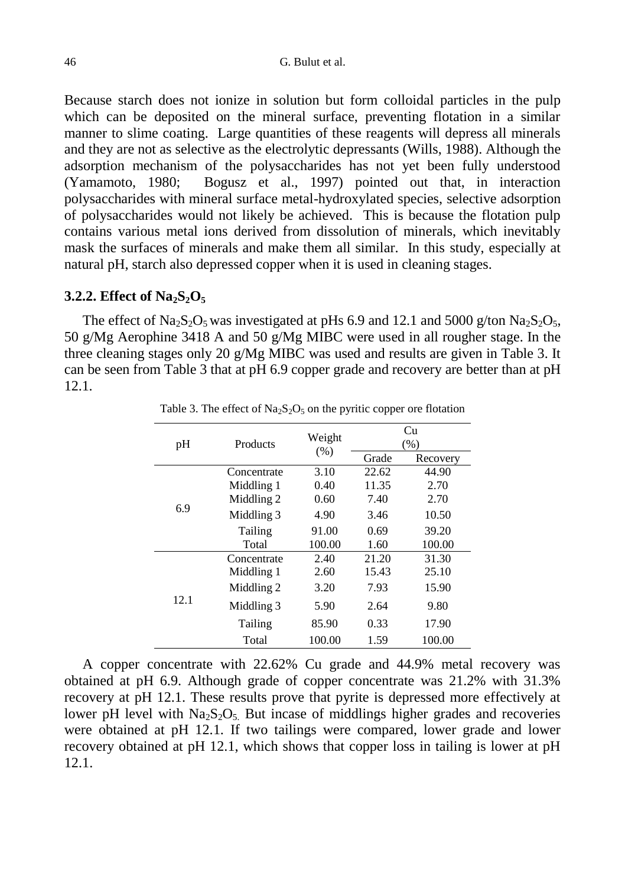Because starch does not ionize in solution but form colloidal particles in the pulp which can be deposited on the mineral surface, preventing flotation in a similar manner to slime coating. Large quantities of these reagents will depress all minerals and they are not as selective as the electrolytic depressants (Wills, 1988). Although the adsorption mechanism of the polysaccharides has not yet been fully understood (Yamamoto, 1980; Bogusz et al., 1997) pointed out that, in interaction polysaccharides with mineral surface metal-hydroxylated species, selective adsorption of polysaccharides would not likely be achieved. This is because the flotation pulp contains various metal ions derived from dissolution of minerals, which inevitably mask the surfaces of minerals and make them all similar. In this study, especially at natural pH, starch also depressed copper when it is used in cleaning stages.

### 3.2.2. Effect of $Na_2S_2O_5$

The effect of $Na_2S_2O_5$ was investigated at pHs 6.9 and 12.1 and 5000 g/ton $Na_2S_2O_5$, 50 g/Mg Aerophine 3418 A and 50 g/Mg MIBC were used in all rougher stage. In the three cleaning stages only 20 g/Mg MIBC was used and results are given in Table 3. It can be seen from Table 3 that at pH 6.9 copper grade and recovery are better than at pH 12.1.

Table 3. The effect of $Na_2S_2O_5$ on the pyritic copper ore flotation

| pH | Products | Weight (%) | Cu (%) | |
|---|---|---|---|---|
| | | | Grade | Recovery |
| 6.9 | Concentrate | 3.10 | 22.62 | 44.90 |
| | Middling 1 | 0.40 | 11.35 | 2.70 |
| | Middling 2 | 0.60 | 7.40 | 2.70 |
| | Middling 3 | 4.90 | 3.46 | 10.50 |
| | Tailing | 91.00 | 0.69 | 39.20 |
| | Total | 100.00 | 1.60 | 100.00 |
| 12.1 | Concentrate | 2.40 | 21.20 | 31.30 |
| | Middling 1 | 2.60 | 15.43 | 25.10 |
| | Middling 2 | 3.20 | 7.93 | 15.90 |
| | Middling 3 | 5.90 | 2.64 | 9.80 |
| | Tailing | 85.90 | 0.33 | 17.90 |
| | Total | 100.00 | 1.59 | 100.00 |

A copper concentrate with 22.62% Cu grade and 44.9% metal recovery was obtained at pH 6.9. Although grade of copper concentrate was 21.2% with 31.3% recovery at pH 12.1. These results prove that pyrite is depressed more effectively at lower pH level with $Na_2S_2O_5$. But incase of middlings higher grades and recoveries were obtained at pH 12.1. If two tailings were compared, lower grade and lower recovery obtained at pH 12.1, which shows that copper loss in tailing is lower at pH 12.1.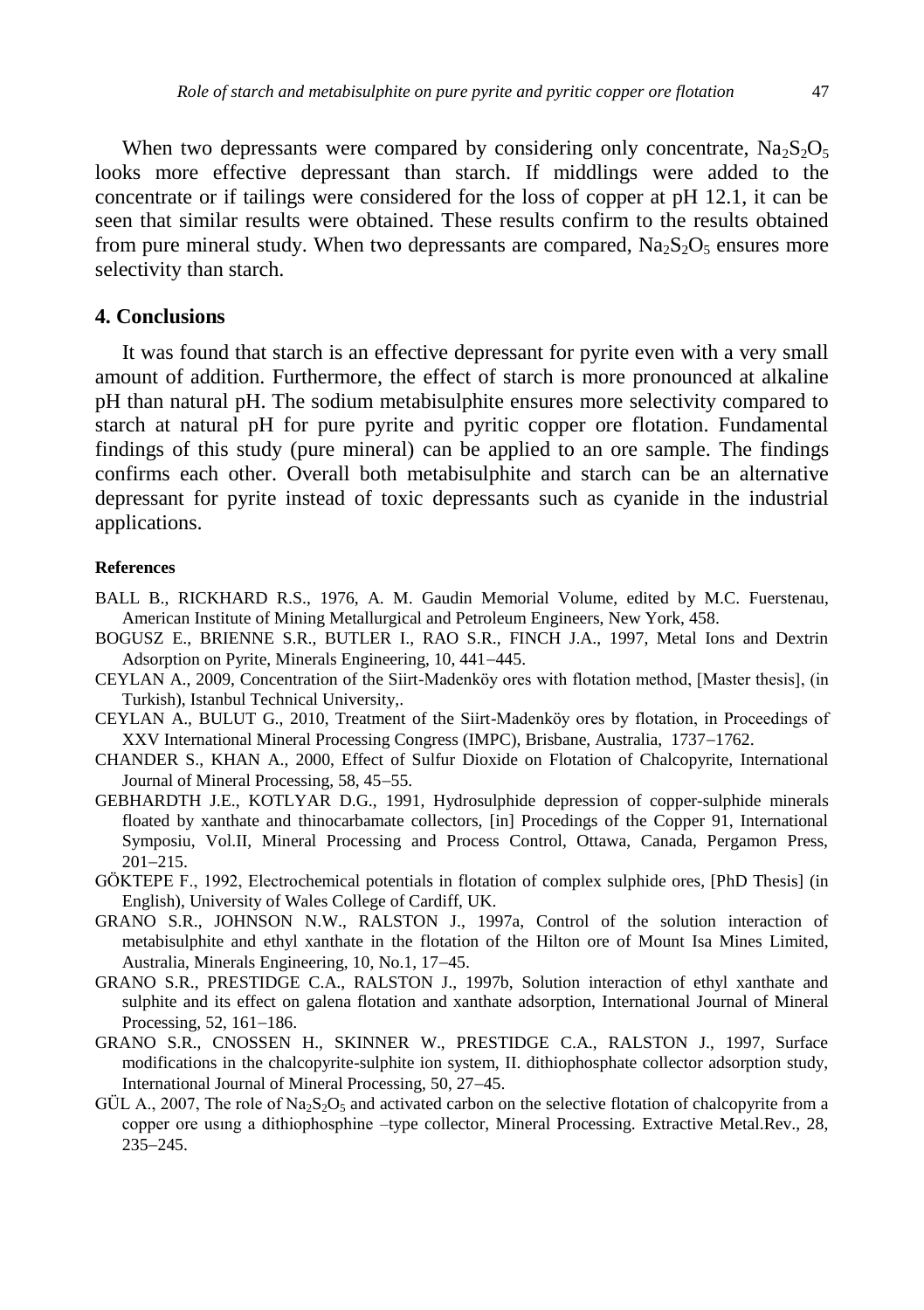When two depressants were compared by considering only concentrate, $Na_2S_2O_5$ looks more effective depressant than starch. If middlings were added to the concentrate or if tailings were considered for the loss of copper at pH 12.1, it can be seen that similar results were obtained. These results confirm to the results obtained from pure mineral study. When two depressants are compared, $Na_2S_2O_5$ ensures more selectivity than starch.

## 4. Conclusions

It was found that starch is an effective depressant for pyrite even with a very small amount of addition. Furthermore, the effect of starch is more pronounced at alkaline pH than natural pH. The sodium metabisulphite ensures more selectivity compared to starch at natural pH for pure pyrite and pyritic copper ore flotation. Fundamental findings of this study (pure mineral) can be applied to an ore sample. The findings confirms each other. Overall both metabisulphite and starch can be an alternative depressant for pyrite instead of toxic depressants such as cyanide in the industrial applications.

### References

BALL B., RICKHARD R.S., 1976, A. M. Gaudin Memorial Volume, edited by M.C. Fuerstenau, American Institute of Mining Metallurgical and Petroleum Engineers, New York, 458.

BOGUSZ E., BRIENNE S.R., BUTLER I., RAO S.R., FINCH J.A., 1997, Metal Ions and Dextrin Adsorption on Pyrite, Minerals Engineering, 10, 441–445.

CEYLAN A., 2009, Concentration of the Siirt-Madenköy ores with flotation method, [Master thesis], (in Turkish), Istanbul Technical University,.

CEYLAN A., BULUT G., 2010, Treatment of the Siirt-Madenköy ores by flotation, in Proceedings of XXV International Mineral Processing Congress (IMPC), Brisbane, Australia, 1737–1762.

CHANDER S., KHAN A., 2000, Effect of Sulfur Dioxide on Flotation of Chalcopyrite, International Journal of Mineral Processing, 58, 45–55.

GEBHARDTH J.E., KOTLYAR D.G., 1991, Hydrosulphide depression of copper-sulphide minerals floated by xanthate and thinocarbamate collectors, [in] Procedings of the Copper 91, International Symposiu, Vol.II, Mineral Processing and Process Control, Ottawa, Canada, Pergamon Press, 201–215.

GÖKTEPE F., 1992, Electrochemical potentials in flotation of complex sulphide ores, [PhD Thesis] (in English), University of Wales College of Cardiff, UK.

GRANO S.R., JOHNSON N.W., RALSTON J., 1997a, Control of the solution interaction of metabisulphite and ethyl xanthate in the flotation of the Hilton ore of Mount Isa Mines Limited, Australia, Minerals Engineering, 10, No.1, 17–45.

GRANO S.R., PRESTIDGE C.A., RALSTON J., 1997b, Solution interaction of ethyl xanthate and sulphite and its effect on galena flotation and xanthate adsorption, International Journal of Mineral Processing, 52, 161–186.

GRANO S.R., CNOSSEN H., SKINNER W., PRESTIDGE C.A., RALSTON J., 1997, Surface modifications in the chalcopyrite-sulphite ion system, II. dithiophosphate collector adsorption study, International Journal of Mineral Processing, 50, 27–45.

GÜL A., 2007, The role of $Na_2S_2O_5$ and activated carbon on the selective flotation of chalcopyrite from a copper ore usıng a dithiophosphine –type collector, Mineral Processing. Extractive Metal.Rev., 28, 235–245.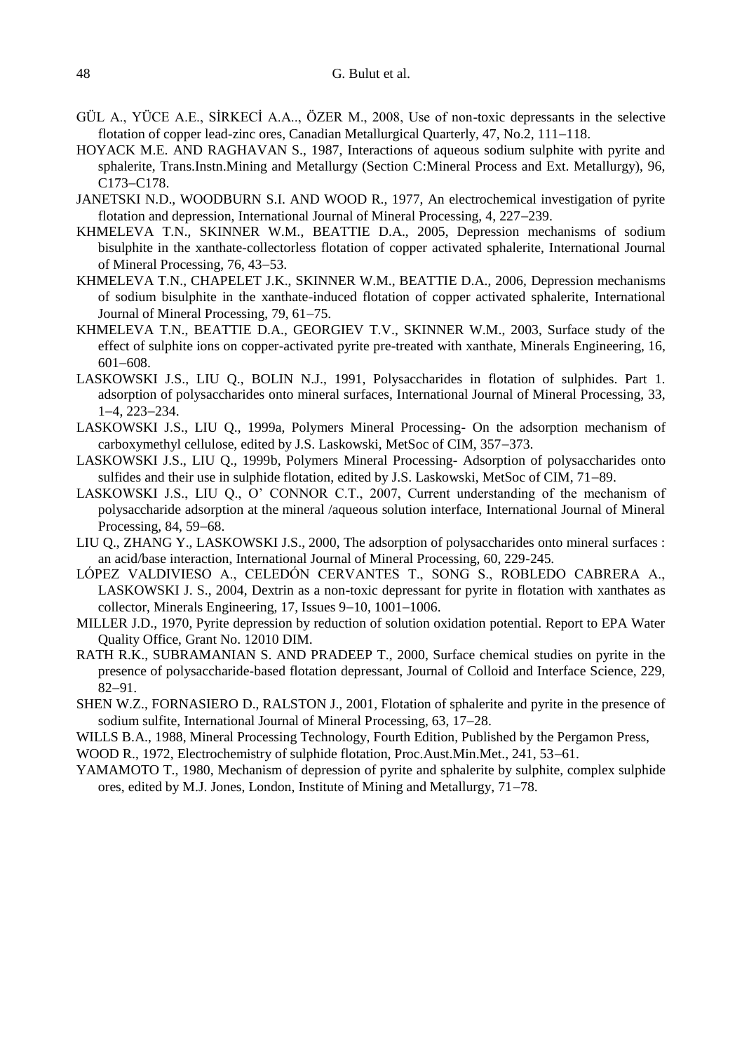GÜL A., YÜCE A.E., SİRKECİ A.A.., ÖZER M., 2008, Use of non-toxic depressants in the selective flotation of copper lead-zinc ores, Canadian Metallurgical Quarterly, 47, No.2, 111–118.

HOYACK M.E. AND RAGHAVAN S., 1987, Interactions of aqueous sodium sulphite with pyrite and sphalerite, Trans.Instn.Mining and Metallurgy (Section C:Mineral Process and Ext. Metallurgy), 96, C173–C178.

JANETSKI N.D., WOODBURN S.I. AND WOOD R., 1977, An electrochemical investigation of pyrite flotation and depression, International Journal of Mineral Processing, 4, 227–239.

KHMELEVA T.N., SKINNER W.M., BEATTIE D.A., 2005, Depression mechanisms of sodium bisulphite in the xanthate-collectorless flotation of copper activated sphalerite, International Journal of Mineral Processing, 76, 43–53.

KHMELEVA T.N., CHAPELET J.K., SKINNER W.M., BEATTIE D.A., 2006, Depression mechanisms of sodium bisulphite in the xanthate-induced flotation of copper activated sphalerite, International Journal of Mineral Processing, 79, 61–75.

KHMELEVA T.N., BEATTIE D.A., GEORGIEV T.V., SKINNER W.M., 2003, Surface study of the effect of sulphite ions on copper-activated pyrite pre-treated with xanthate, Minerals Engineering, 16, 601–608.

LASKOWSKI J.S., LIU Q., BOLIN N.J., 1991, Polysaccharides in flotation of sulphides. Part 1. adsorption of polysaccharides onto mineral surfaces, International Journal of Mineral Processing, 33, 1–4, 223–234.

LASKOWSKI J.S., LIU Q., 1999a, Polymers Mineral Processing- On the adsorption mechanism of carboxymethyl cellulose, edited by J.S. Laskowski, MetSoc of CIM, 357–373.

LASKOWSKI J.S., LIU Q., 1999b, Polymers Mineral Processing- Adsorption of polysaccharides onto sulfides and their use in sulphide flotation, edited by J.S. Laskowski, MetSoc of CIM, 71–89.

LASKOWSKI J.S., LIU Q., O' CONNOR C.T., 2007, Current understanding of the mechanism of polysaccharide adsorption at the mineral /aqueous solution interface, International Journal of Mineral Processing, 84, 59–68.

LIU Q., ZHANG Y., LASKOWSKI J.S., 2000, The adsorption of polysaccharides onto mineral surfaces : an acid/base interaction, International Journal of Mineral Processing, 60, 229-245.

LÓPEZ VALDIVIESO A., CELEDÓN CERVANTES T., SONG S., ROBLEDO CABRERA A., LASKOWSKI J. S., 2004, Dextrin as a non-toxic depressant for pyrite in flotation with xanthates as collector, Minerals Engineering, 17, Issues 9–10, 1001–1006.

MILLER J.D., 1970, Pyrite depression by reduction of solution oxidation potential. Report to EPA Water Quality Office, Grant No. 12010 DIM.

RATH R.K., SUBRAMANIAN S. AND PRADEEP T., 2000, Surface chemical studies on pyrite in the presence of polysaccharide-based flotation depressant, Journal of Colloid and Interface Science, 229, 82–91.

SHEN W.Z., FORNASIERO D., RALSTON J., 2001, Flotation of sphalerite and pyrite in the presence of sodium sulfite, International Journal of Mineral Processing, 63, 17–28.

WILLS B.A., 1988, Mineral Processing Technology, Fourth Edition, Published by the Pergamon Press,

WOOD R., 1972, Electrochemistry of sulphide flotation, Proc.Aust.Min.Met., 241, 53–61.

YAMAMOTO T., 1980, Mechanism of depression of pyrite and sphalerite by sulphite, complex sulphide ores, edited by M.J. Jones, London, Institute of Mining and Metallurgy, 71–78.